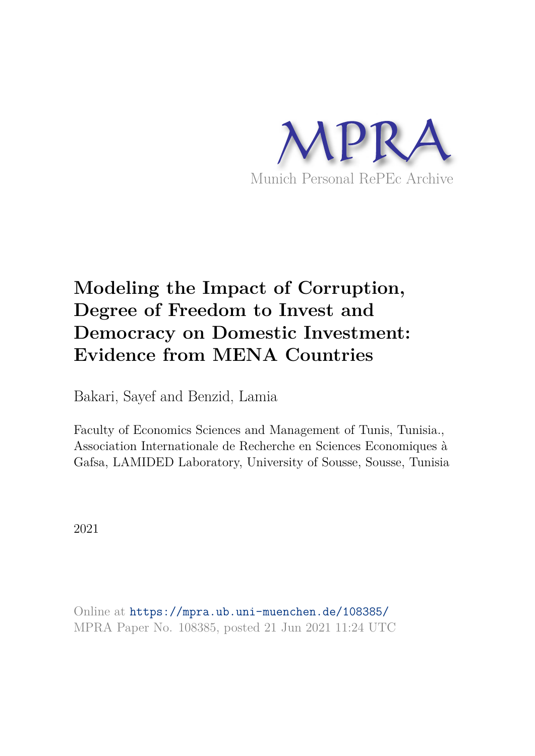MPRA

Munich Personal RePEc Archive

# Modeling the Impact of Corruption, Degree of Freedom to Invest and Democracy on Domestic Investment: Evidence from MENA Countries

Bakari, Sayef and Benzid, Lamia

Faculty of Economics Sciences and Management of Tunis, Tunisia., Association Internationale de Recherche en Sciences Economiques à Gafsa, LAMIDED Laboratory, University of Sousse, Sousse, Tunisia

2021

Online at https://mpra.ub.uni-muenchen.de/108385/
MPRA Paper No. 108385, posted 21 Jun 2021 11:24 UTC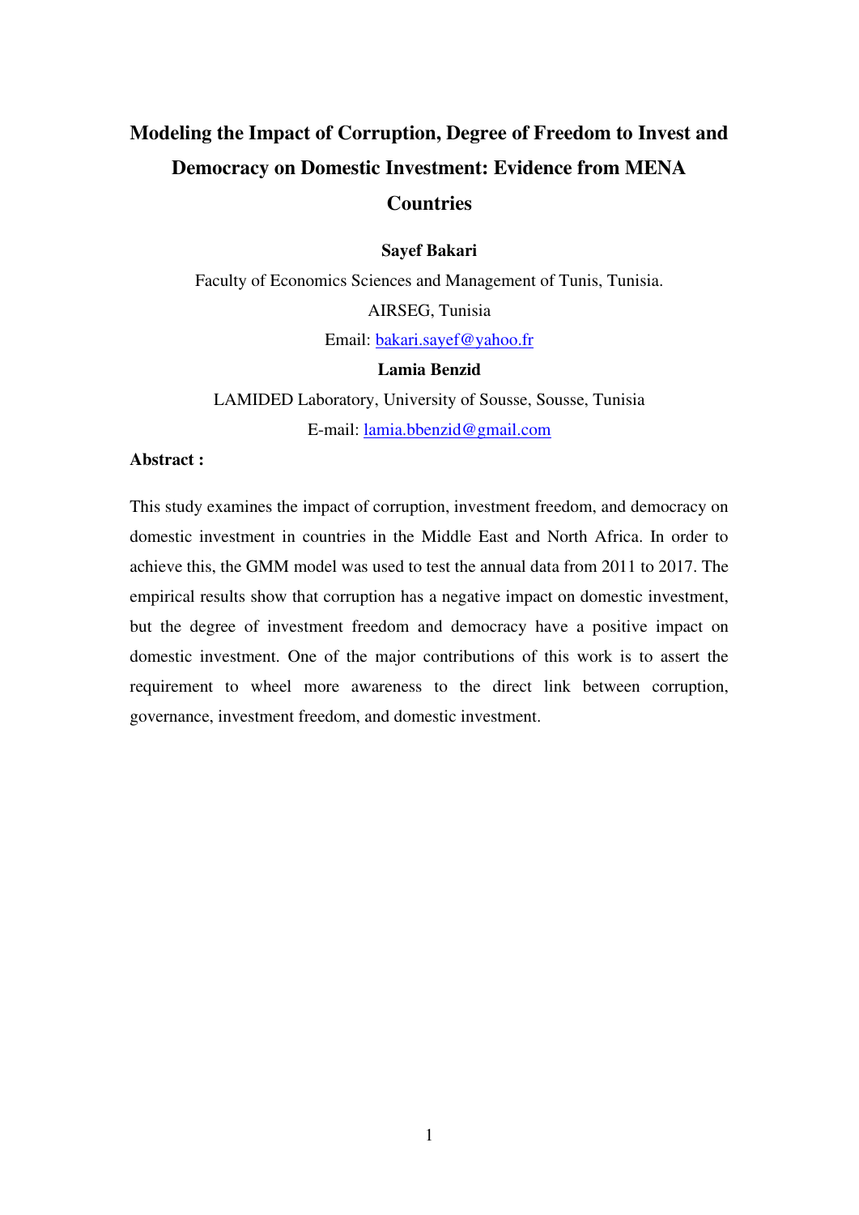# Modeling the Impact of Corruption, Degree of Freedom to Invest and Democracy on Domestic Investment: Evidence from MENA Countries

**Sayef Bakari**

Faculty of Economics Sciences and Management of Tunis, Tunisia.

AIRSEG, Tunisia

Email: bakari.sayef@yahoo.fr

**Lamia Benzid**

LAMIDED Laboratory, University of Sousse, Sousse, Tunisia

E-mail: lamia.bbenzid@gmail.com

**Abstract :**

This study examines the impact of corruption, investment freedom, and democracy on domestic investment in countries in the Middle East and North Africa. In order to achieve this, the GMM model was used to test the annual data from 2011 to 2017. The empirical results show that corruption has a negative impact on domestic investment, but the degree of investment freedom and democracy have a positive impact on domestic investment. One of the major contributions of this work is to assert the requirement to wheel more awareness to the direct link between corruption, governance, investment freedom, and domestic investment.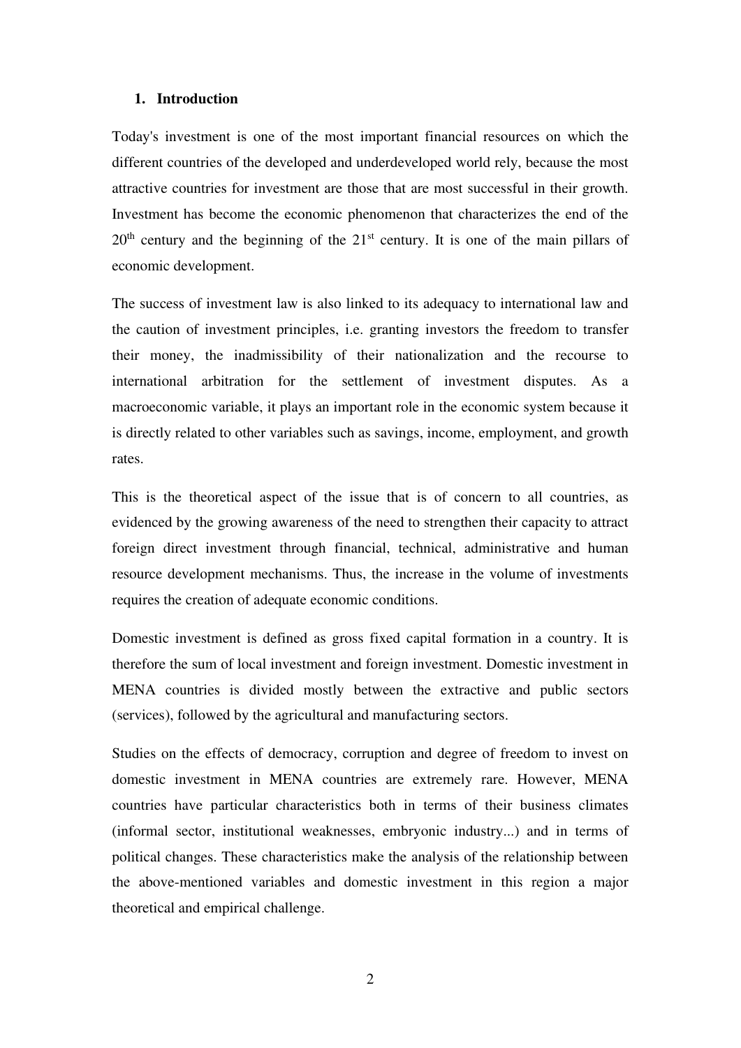## 1. Introduction

Today's investment is one of the most important financial resources on which the different countries of the developed and underdeveloped world rely, because the most attractive countries for investment are those that are most successful in their growth. Investment has become the economic phenomenon that characterizes the end of the 20th century and the beginning of the 21st century. It is one of the main pillars of economic development.

The success of investment law is also linked to its adequacy to international law and the caution of investment principles, i.e. granting investors the freedom to transfer their money, the inadmissibility of their nationalization and the recourse to international arbitration for the settlement of investment disputes. As a macroeconomic variable, it plays an important role in the economic system because it is directly related to other variables such as savings, income, employment, and growth rates.

This is the theoretical aspect of the issue that is of concern to all countries, as evidenced by the growing awareness of the need to strengthen their capacity to attract foreign direct investment through financial, technical, administrative and human resource development mechanisms. Thus, the increase in the volume of investments requires the creation of adequate economic conditions.

Domestic investment is defined as gross fixed capital formation in a country. It is therefore the sum of local investment and foreign investment. Domestic investment in MENA countries is divided mostly between the extractive and public sectors (services), followed by the agricultural and manufacturing sectors.

Studies on the effects of democracy, corruption and degree of freedom to invest on domestic investment in MENA countries are extremely rare. However, MENA countries have particular characteristics both in terms of their business climates (informal sector, institutional weaknesses, embryonic industry...) and in terms of political changes. These characteristics make the analysis of the relationship between the above-mentioned variables and domestic investment in this region a major theoretical and empirical challenge.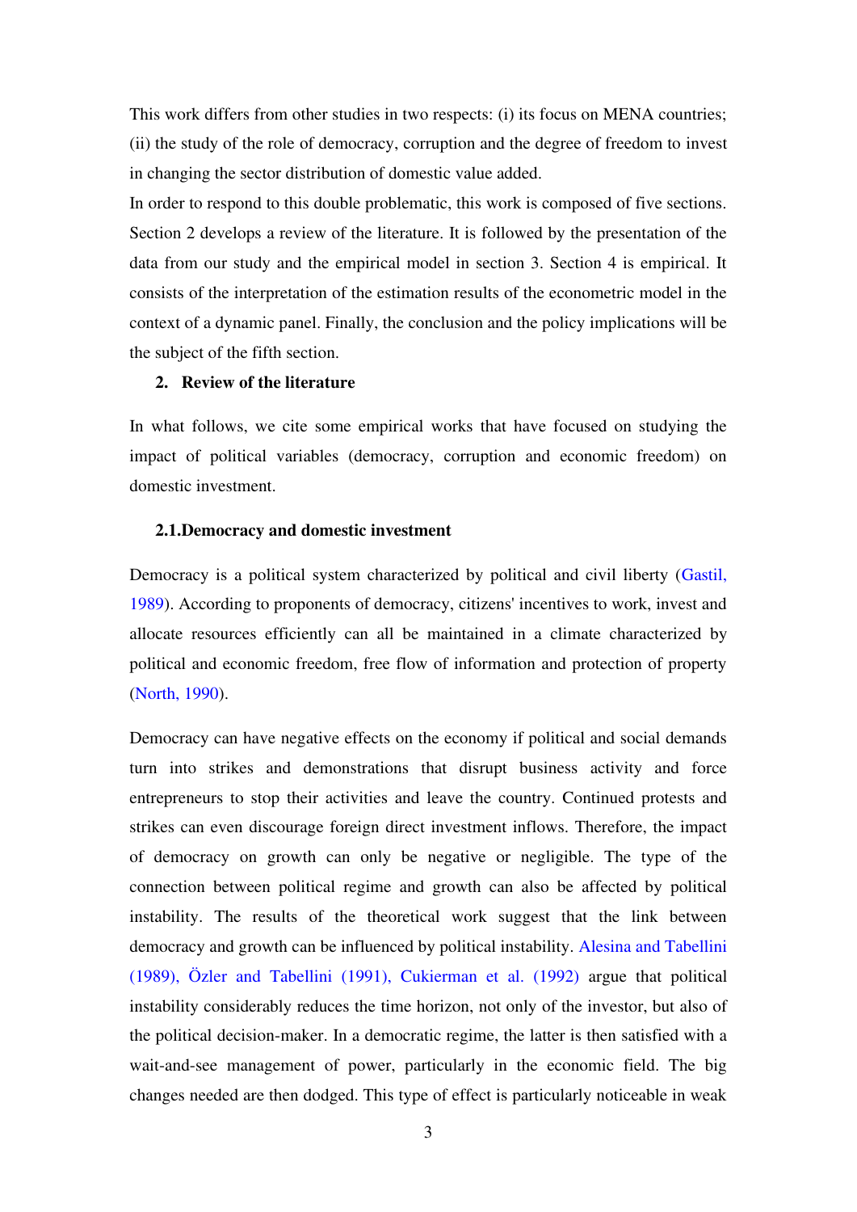This work differs from other studies in two respects: (i) its focus on MENA countries; (ii) the study of the role of democracy, corruption and the degree of freedom to invest in changing the sector distribution of domestic value added.

In order to respond to this double problematic, this work is composed of five sections. Section 2 develops a review of the literature. It is followed by the presentation of the data from our study and the empirical model in section 3. Section 4 is empirical. It consists of the interpretation of the estimation results of the econometric model in the context of a dynamic panel. Finally, the conclusion and the policy implications will be the subject of the fifth section.

## 2. Review of the literature

In what follows, we cite some empirical works that have focused on studying the impact of political variables (democracy, corruption and economic freedom) on domestic investment.

### 2.1. Democracy and domestic investment

Democracy is a political system characterized by political and civil liberty (Gastil, 1989). According to proponents of democracy, citizens' incentives to work, invest and allocate resources efficiently can all be maintained in a climate characterized by political and economic freedom, free flow of information and protection of property (North, 1990).

Democracy can have negative effects on the economy if political and social demands turn into strikes and demonstrations that disrupt business activity and force entrepreneurs to stop their activities and leave the country. Continued protests and strikes can even discourage foreign direct investment inflows. Therefore, the impact of democracy on growth can only be negative or negligible. The type of the connection between political regime and growth can also be affected by political instability. The results of the theoretical work suggest that the link between democracy and growth can be influenced by political instability. Alesina and Tabellini (1989), Özler and Tabellini (1991), Cukierman et al. (1992) argue that political instability considerably reduces the time horizon, not only of the investor, but also of the political decision-maker. In a democratic regime, the latter is then satisfied with a wait-and-see management of power, particularly in the economic field. The big changes needed are then dodged. This type of effect is particularly noticeable in weak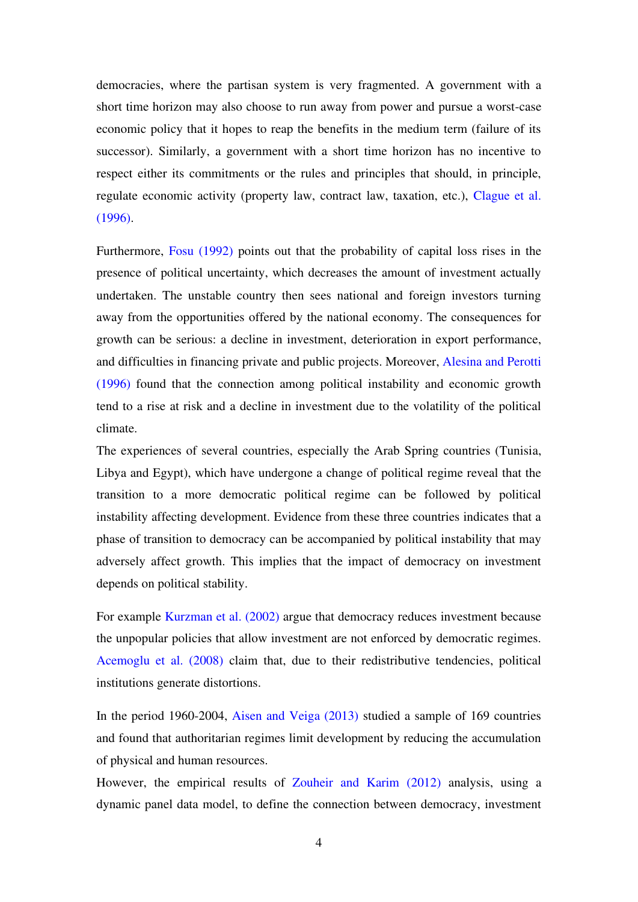democracies, where the partisan system is very fragmented. A government with a short time horizon may also choose to run away from power and pursue a worst-case economic policy that it hopes to reap the benefits in the medium term (failure of its successor). Similarly, a government with a short time horizon has no incentive to respect either its commitments or the rules and principles that should, in principle, regulate economic activity (property law, contract law, taxation, etc.), Clague et al. (1996).

Furthermore, Fosu (1992) points out that the probability of capital loss rises in the presence of political uncertainty, which decreases the amount of investment actually undertaken. The unstable country then sees national and foreign investors turning away from the opportunities offered by the national economy. The consequences for growth can be serious: a decline in investment, deterioration in export performance, and difficulties in financing private and public projects. Moreover, Alesina and Perotti (1996) found that the connection among political instability and economic growth tend to a rise at risk and a decline in investment due to the volatility of the political climate.

The experiences of several countries, especially the Arab Spring countries (Tunisia, Libya and Egypt), which have undergone a change of political regime reveal that the transition to a more democratic political regime can be followed by political instability affecting development. Evidence from these three countries indicates that a phase of transition to democracy can be accompanied by political instability that may adversely affect growth. This implies that the impact of democracy on investment depends on political stability.

For example Kurzman et al. (2002) argue that democracy reduces investment because the unpopular policies that allow investment are not enforced by democratic regimes. Acemoglu et al. (2008) claim that, due to their redistributive tendencies, political institutions generate distortions.

In the period 1960-2004, Aisen and Veiga (2013) studied a sample of 169 countries and found that authoritarian regimes limit development by reducing the accumulation of physical and human resources.

However, the empirical results of Zouheir and Karim (2012) analysis, using a dynamic panel data model, to define the connection between democracy, investment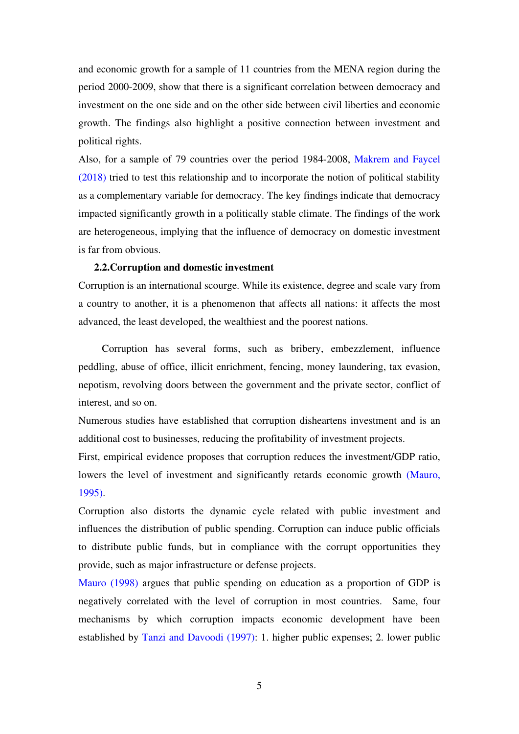and economic growth for a sample of 11 countries from the MENA region during the period 2000-2009, show that there is a significant correlation between democracy and investment on the one side and on the other side between civil liberties and economic growth. The findings also highlight a positive connection between investment and political rights.

Also, for a sample of 79 countries over the period 1984-2008, Makrem and Faycel (2018) tried to test this relationship and to incorporate the notion of political stability as a complementary variable for democracy. The key findings indicate that democracy impacted significantly growth in a politically stable climate. The findings of the work are heterogeneous, implying that the influence of democracy on domestic investment is far from obvious.

### 2.2.Corruption and domestic investment

Corruption is an international scourge. While its existence, degree and scale vary from a country to another, it is a phenomenon that affects all nations: it affects the most advanced, the least developed, the wealthiest and the poorest nations.

Corruption has several forms, such as bribery, embezzlement, influence peddling, abuse of office, illicit enrichment, fencing, money laundering, tax evasion, nepotism, revolving doors between the government and the private sector, conflict of interest, and so on.

Numerous studies have established that corruption disheartens investment and is an additional cost to businesses, reducing the profitability of investment projects.

First, empirical evidence proposes that corruption reduces the investment/GDP ratio, lowers the level of investment and significantly retards economic growth (Mauro, 1995).

Corruption also distorts the dynamic cycle related with public investment and influences the distribution of public spending. Corruption can induce public officials to distribute public funds, but in compliance with the corrupt opportunities they provide, such as major infrastructure or defense projects.

Mauro (1998) argues that public spending on education as a proportion of GDP is negatively correlated with the level of corruption in most countries. Same, four mechanisms by which corruption impacts economic development have been established by Tanzi and Davoodi (1997): 1. higher public expenses; 2. lower public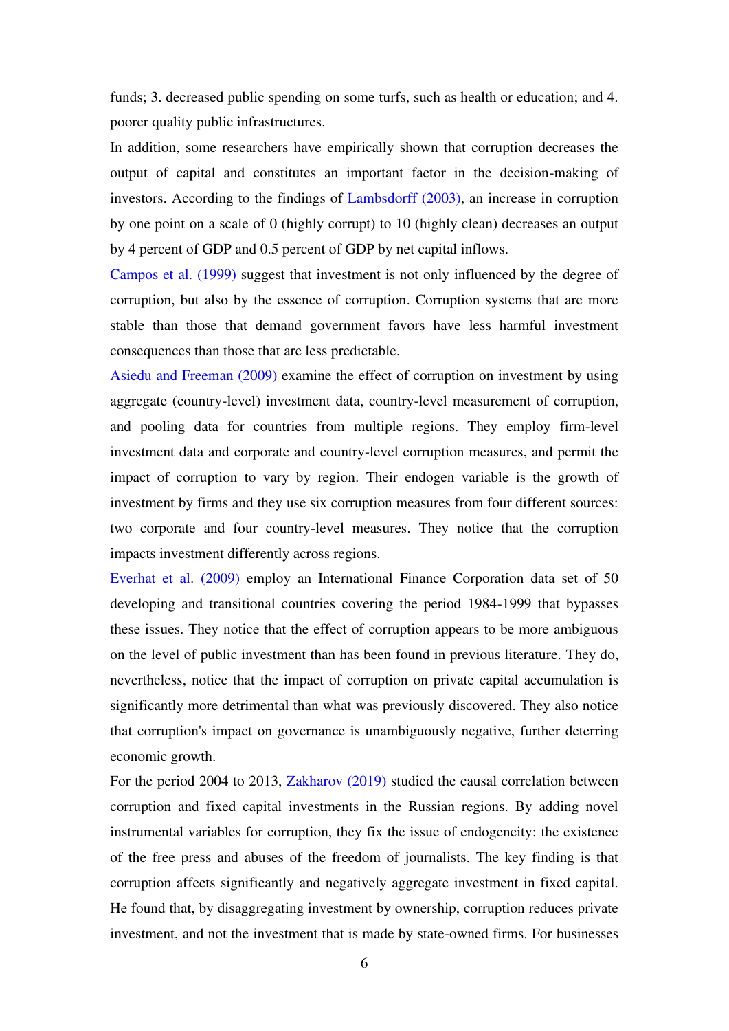funds; 3. decreased public spending on some turfs, such as health or education; and 4. poorer quality public infrastructures.

In addition, some researchers have empirically shown that corruption decreases the output of capital and constitutes an important factor in the decision-making of investors. According to the findings of Lambsdorff (2003), an increase in corruption by one point on a scale of 0 (highly corrupt) to 10 (highly clean) decreases an output by 4 percent of GDP and 0.5 percent of GDP by net capital inflows.

Campos et al. (1999) suggest that investment is not only influenced by the degree of corruption, but also by the essence of corruption. Corruption systems that are more stable than those that demand government favors have less harmful investment consequences than those that are less predictable.

Asiedu and Freeman (2009) examine the effect of corruption on investment by using aggregate (country-level) investment data, country-level measurement of corruption, and pooling data for countries from multiple regions. They employ firm-level investment data and corporate and country-level corruption measures, and permit the impact of corruption to vary by region. Their endogen variable is the growth of investment by firms and they use six corruption measures from four different sources: two corporate and four country-level measures. They notice that the corruption impacts investment differently across regions.

Everhat et al. (2009) employ an International Finance Corporation data set of 50 developing and transitional countries covering the period 1984-1999 that bypasses these issues. They notice that the effect of corruption appears to be more ambiguous on the level of public investment than has been found in previous literature. They do, nevertheless, notice that the impact of corruption on private capital accumulation is significantly more detrimental than what was previously discovered. They also notice that corruption's impact on governance is unambiguously negative, further deterring economic growth.

For the period 2004 to 2013, Zakharov (2019) studied the causal correlation between corruption and fixed capital investments in the Russian regions. By adding novel instrumental variables for corruption, they fix the issue of endogeneity: the existence of the free press and abuses of the freedom of journalists. The key finding is that corruption affects significantly and negatively aggregate investment in fixed capital. He found that, by disaggregating investment by ownership, corruption reduces private investment, and not the investment that is made by state-owned firms. For businesses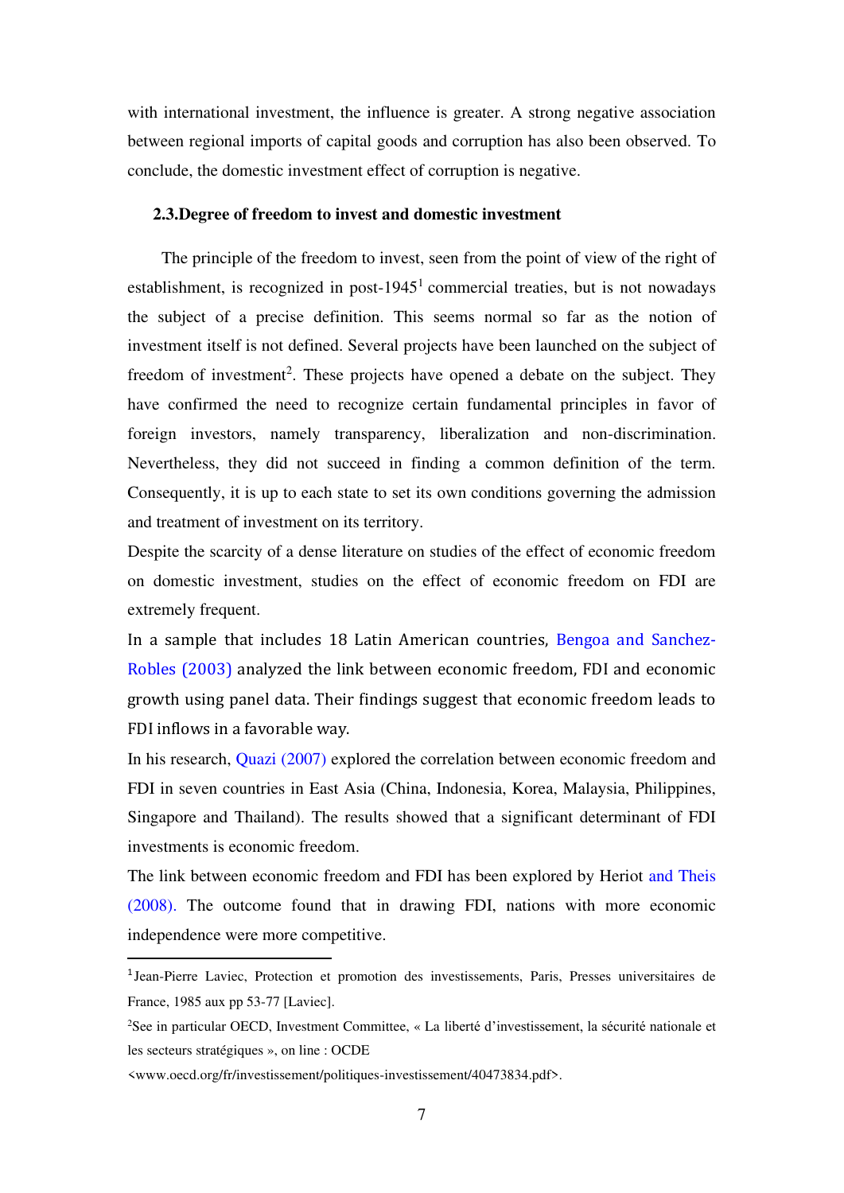with international investment, the influence is greater. A strong negative association between regional imports of capital goods and corruption has also been observed. To conclude, the domestic investment effect of corruption is negative.

### 2.3. Degree of freedom to invest and domestic investment

The principle of the freedom to invest, seen from the point of view of the right of establishment, is recognized in post-1945[1] commercial treaties, but is not nowadays the subject of a precise definition. This seems normal so far as the notion of investment itself is not defined. Several projects have been launched on the subject of freedom of investment[2]. These projects have opened a debate on the subject. They have confirmed the need to recognize certain fundamental principles in favor of foreign investors, namely transparency, liberalization and non-discrimination. Nevertheless, they did not succeed in finding a common definition of the term. Consequently, it is up to each state to set its own conditions governing the admission and treatment of investment on its territory.

Despite the scarcity of a dense literature on studies of the effect of economic freedom on domestic investment, studies on the effect of economic freedom on FDI are extremely frequent.

In a sample that includes 18 Latin American countries, Bengoa and Sanchez-Robles (2003) analyzed the link between economic freedom, FDI and economic growth using panel data. Their findings suggest that economic freedom leads to FDI inflows in a favorable way.

In his research, Quazi (2007) explored the correlation between economic freedom and FDI in seven countries in East Asia (China, Indonesia, Korea, Malaysia, Philippines, Singapore and Thailand). The results showed that a significant determinant of FDI investments is economic freedom.

The link between economic freedom and FDI has been explored by Heriot and Theis (2008). The outcome found that in drawing FDI, nations with more economic independence were more competitive.

---

[1] Jean-Pierre Laviec, Protection et promotion des investissements, Paris, Presses universitaires de France, 1985 aux pp 53-77 [Laviec].

[2] See in particular OECD, Investment Committee, « La liberté d'investissement, la sécurité nationale et les secteurs stratégiques », on line : OCDE <www.oecd.org/fr/investissement/politiques-investissement/40473834.pdf>.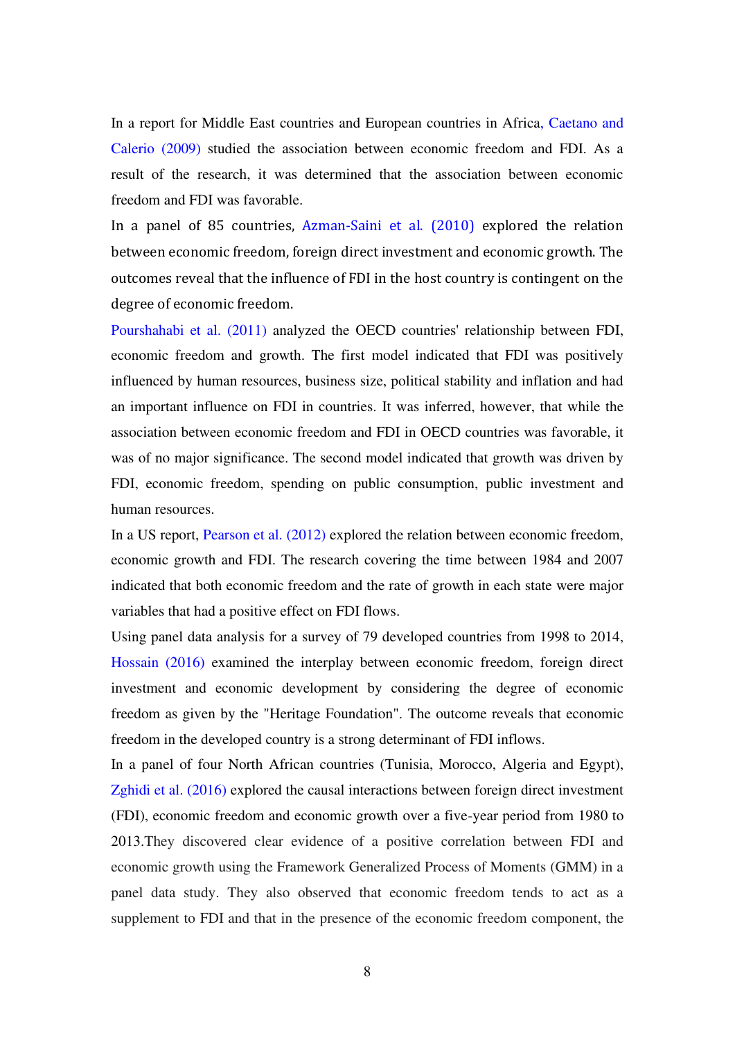In a report for Middle East countries and European countries in Africa, Caetano and Calerio (2009) studied the association between economic freedom and FDI. As a result of the research, it was determined that the association between economic freedom and FDI was favorable.

In a panel of 85 countries, Azman-Saini et al. (2010) explored the relation between economic freedom, foreign direct investment and economic growth. The outcomes reveal that the influence of FDI in the host country is contingent on the degree of economic freedom.

Pourshahabi et al. (2011) analyzed the OECD countries' relationship between FDI, economic freedom and growth. The first model indicated that FDI was positively influenced by human resources, business size, political stability and inflation and had an important influence on FDI in countries. It was inferred, however, that while the association between economic freedom and FDI in OECD countries was favorable, it was of no major significance. The second model indicated that growth was driven by FDI, economic freedom, spending on public consumption, public investment and human resources.

In a US report, Pearson et al. (2012) explored the relation between economic freedom, economic growth and FDI. The research covering the time between 1984 and 2007 indicated that both economic freedom and the rate of growth in each state were major variables that had a positive effect on FDI flows.

Using panel data analysis for a survey of 79 developed countries from 1998 to 2014, Hossain (2016) examined the interplay between economic freedom, foreign direct investment and economic development by considering the degree of economic freedom as given by the "Heritage Foundation". The outcome reveals that economic freedom in the developed country is a strong determinant of FDI inflows.

In a panel of four North African countries (Tunisia, Morocco, Algeria and Egypt), Zghidi et al. (2016) explored the causal interactions between foreign direct investment (FDI), economic freedom and economic growth over a five-year period from 1980 to 2013.They discovered clear evidence of a positive correlation between FDI and economic growth using the Framework Generalized Process of Moments (GMM) in a panel data study. They also observed that economic freedom tends to act as a supplement to FDI and that in the presence of the economic freedom component, the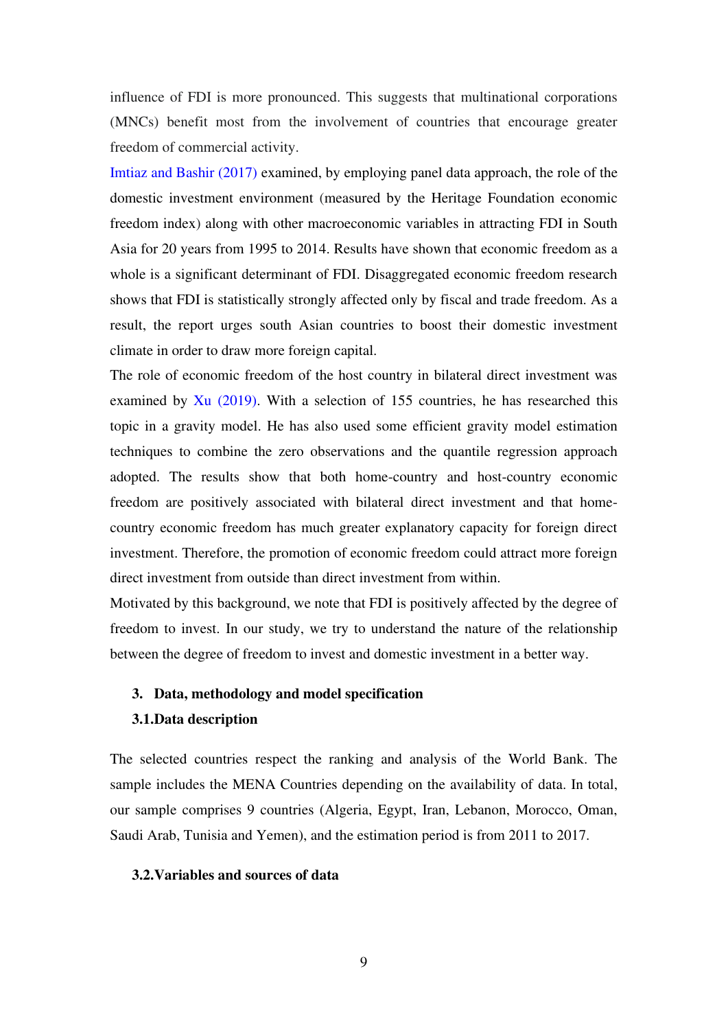influence of FDI is more pronounced. This suggests that multinational corporations (MNCs) benefit most from the involvement of countries that encourage greater freedom of commercial activity.

Imtiaz and Bashir (2017) examined, by employing panel data approach, the role of the domestic investment environment (measured by the Heritage Foundation economic freedom index) along with other macroeconomic variables in attracting FDI in South Asia for 20 years from 1995 to 2014. Results have shown that economic freedom as a whole is a significant determinant of FDI. Disaggregated economic freedom research shows that FDI is statistically strongly affected only by fiscal and trade freedom. As a result, the report urges south Asian countries to boost their domestic investment climate in order to draw more foreign capital.

The role of economic freedom of the host country in bilateral direct investment was examined by Xu (2019). With a selection of 155 countries, he has researched this topic in a gravity model. He has also used some efficient gravity model estimation techniques to combine the zero observations and the quantile regression approach adopted. The results show that both home-country and host-country economic freedom are positively associated with bilateral direct investment and that home-country economic freedom has much greater explanatory capacity for foreign direct investment. Therefore, the promotion of economic freedom could attract more foreign direct investment from outside than direct investment from within.

Motivated by this background, we note that FDI is positively affected by the degree of freedom to invest. In our study, we try to understand the nature of the relationship between the degree of freedom to invest and domestic investment in a better way.

## 3. Data, methodology and model specification

### 3.1. Data description

The selected countries respect the ranking and analysis of the World Bank. The sample includes the MENA Countries depending on the availability of data. In total, our sample comprises 9 countries (Algeria, Egypt, Iran, Lebanon, Morocco, Oman, Saudi Arab, Tunisia and Yemen), and the estimation period is from 2011 to 2017.

### 3.2. Variables and sources of data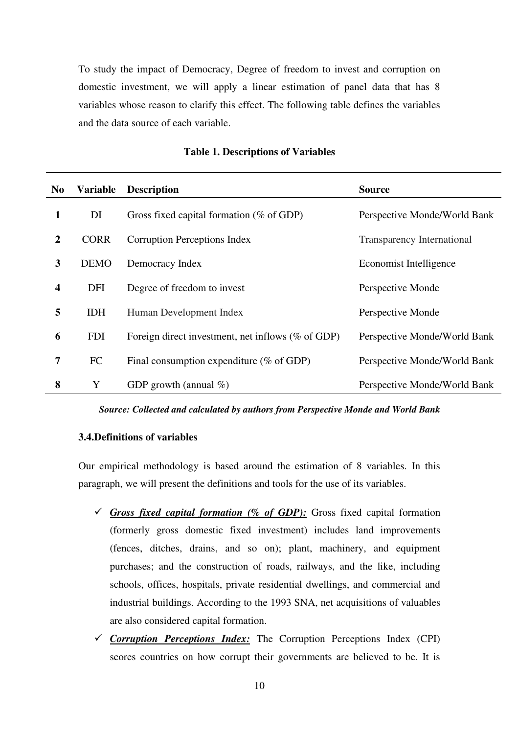To study the impact of Democracy, Degree of freedom to invest and corruption on domestic investment, we will apply a linear estimation of panel data that has 8 variables whose reason to clarify this effect. The following table defines the variables and the data source of each variable.

**Table 1. Descriptions of Variables**

| No | Variable | Description | Source |
|---|---|---|---|
| **1** | DI | Gross fixed capital formation (% of GDP) | Perspective Monde/World Bank |
| **2** | CORR | Corruption Perceptions Index | Transparency International |
| **3** | DEMO | Democracy Index | Economist Intelligence |
| **4** | DFI | Degree of freedom to invest | Perspective Monde |
| **5** | IDH | Human Development Index | Perspective Monde |
| **6** | FDI | Foreign direct investment, net inflows (% of GDP) | Perspective Monde/World Bank |
| **7** | FC | Final consumption expenditure (% of GDP) | Perspective Monde/World Bank |
| **8** | Y | GDP growth (annual %) | Perspective Monde/World Bank |

***Source: Collected and calculated by authors from Perspective Monde and World Bank***

### 3.4.Definitions of variables

Our empirical methodology is based around the estimation of 8 variables. In this paragraph, we will present the definitions and tools for the use of its variables.

- ✓ ***Gross fixed capital formation (% of GDP):*** Gross fixed capital formation (formerly gross domestic fixed investment) includes land improvements (fences, ditches, drains, and so on); plant, machinery, and equipment purchases; and the construction of roads, railways, and the like, including schools, offices, hospitals, private residential dwellings, and commercial and industrial buildings. According to the 1993 SNA, net acquisitions of valuables are also considered capital formation.
- ✓ ***Corruption Perceptions Index:*** The Corruption Perceptions Index (CPI) scores countries on how corrupt their governments are believed to be. It is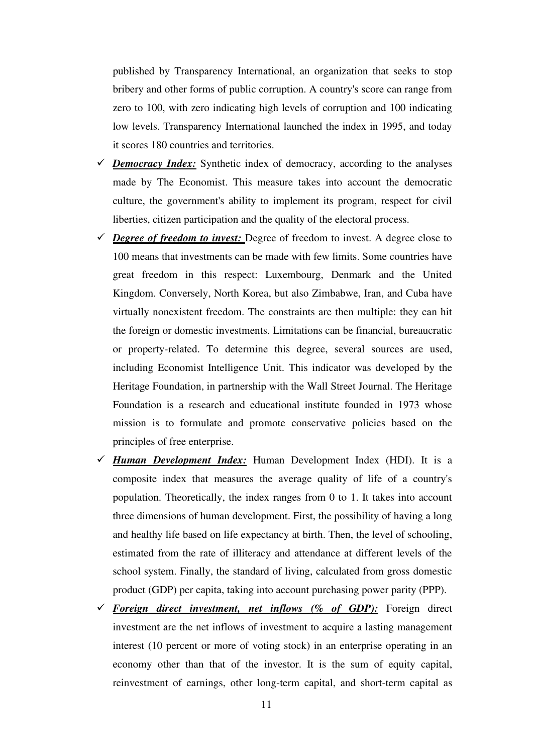published by Transparency International, an organization that seeks to stop bribery and other forms of public corruption. A country's score can range from zero to 100, with zero indicating high levels of corruption and 100 indicating low levels. Transparency International launched the index in 1995, and today it scores 180 countries and territories.

- ✓ ***Democracy Index:*** Synthetic index of democracy, according to the analyses made by The Economist. This measure takes into account the democratic culture, the government's ability to implement its program, respect for civil liberties, citizen participation and the quality of the electoral process.
- ✓ ***Degree of freedom to invest:*** Degree of freedom to invest. A degree close to 100 means that investments can be made with few limits. Some countries have great freedom in this respect: Luxembourg, Denmark and the United Kingdom. Conversely, North Korea, but also Zimbabwe, Iran, and Cuba have virtually nonexistent freedom. The constraints are then multiple: they can hit the foreign or domestic investments. Limitations can be financial, bureaucratic or property-related. To determine this degree, several sources are used, including Economist Intelligence Unit. This indicator was developed by the Heritage Foundation, in partnership with the Wall Street Journal. The Heritage Foundation is a research and educational institute founded in 1973 whose mission is to formulate and promote conservative policies based on the principles of free enterprise.
- ✓ ***Human Development Index:*** Human Development Index (HDI). It is a composite index that measures the average quality of life of a country's population. Theoretically, the index ranges from 0 to 1. It takes into account three dimensions of human development. First, the possibility of having a long and healthy life based on life expectancy at birth. Then, the level of schooling, estimated from the rate of illiteracy and attendance at different levels of the school system. Finally, the standard of living, calculated from gross domestic product (GDP) per capita, taking into account purchasing power parity (PPP).
- ✓ ***Foreign direct investment, net inflows (% of GDP):*** Foreign direct investment are the net inflows of investment to acquire a lasting management interest (10 percent or more of voting stock) in an enterprise operating in an economy other than that of the investor. It is the sum of equity capital, reinvestment of earnings, other long-term capital, and short-term capital as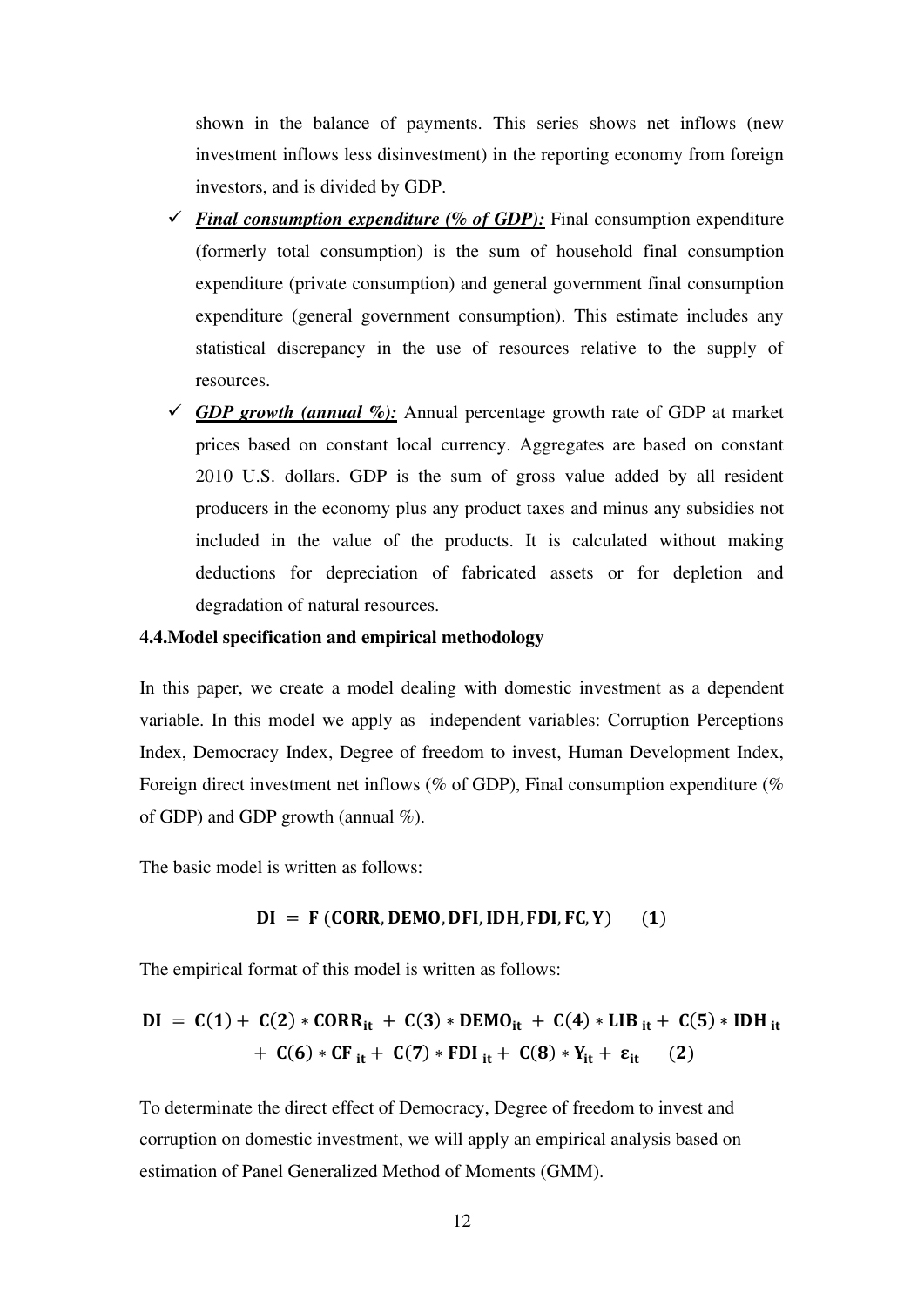shown in the balance of payments. This series shows net inflows (new investment inflows less disinvestment) in the reporting economy from foreign investors, and is divided by GDP.

- ✓ ***Final consumption expenditure (% of GDP):*** Final consumption expenditure (formerly total consumption) is the sum of household final consumption expenditure (private consumption) and general government final consumption expenditure (general government consumption). This estimate includes any statistical discrepancy in the use of resources relative to the supply of resources.
- ✓ ***GDP growth (annual %):*** Annual percentage growth rate of GDP at market prices based on constant local currency. Aggregates are based on constant 2010 U.S. dollars. GDP is the sum of gross value added by all resident producers in the economy plus any product taxes and minus any subsidies not included in the value of the products. It is calculated without making deductions for depreciation of fabricated assets or for depletion and degradation of natural resources.

**4.4.Model specification and empirical methodology**

In this paper, we create a model dealing with domestic investment as a dependent variable. In this model we apply as independent variables: Corruption Perceptions Index, Democracy Index, Degree of freedom to invest, Human Development Index, Foreign direct investment net inflows (% of GDP), Final consumption expenditure (% of GDP) and GDP growth (annual %).

The basic model is written as follows:

$$\mathbf{DI} = \mathbf{F}\,(\mathbf{CORR}, \mathbf{DEMO}, \mathbf{DFI}, \mathbf{IDH}, \mathbf{FDI}, \mathbf{FC}, \mathbf{Y}) \qquad (\mathbf{1})$$

The empirical format of this model is written as follows:

$$\mathbf{DI} = \mathbf{C(1)} + \mathbf{C(2)} * \mathbf{CORR_{it}} + \mathbf{C(3)} * \mathbf{DEMO_{it}} + \mathbf{C(4)} * \mathbf{LIB}_{\mathbf{it}} + \mathbf{C(5)} * \mathbf{IDH}_{\mathbf{it}} + \mathbf{C(6)} * \mathbf{CF}_{\mathbf{it}} + \mathbf{C(7)} * \mathbf{FDI}_{\mathbf{it}} + \mathbf{C(8)} * \mathbf{Y_{it}} + \boldsymbol{\varepsilon}_{\mathbf{it}} \qquad (\mathbf{2})$$

To determinate the direct effect of Democracy, Degree of freedom to invest and corruption on domestic investment, we will apply an empirical analysis based on estimation of Panel Generalized Method of Moments (GMM).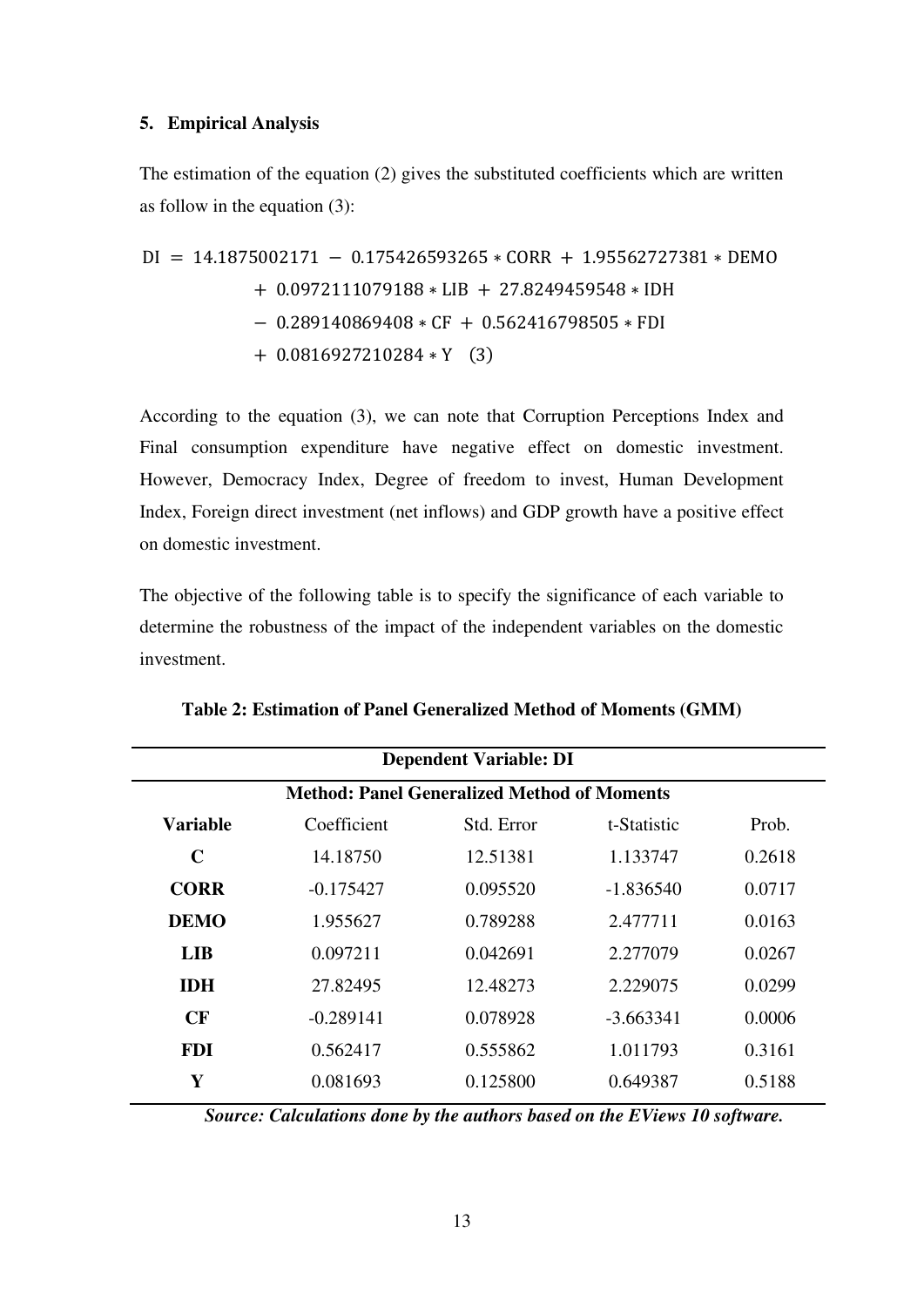## 5. Empirical Analysis

The estimation of the equation (2) gives the substituted coefficients which are written as follow in the equation (3):

$$
\begin{aligned}
\mathrm{DI} = {} & 14.1875002171 - 0.175426593265 * \mathrm{CORR} + 1.95562727381 * \mathrm{DEMO} \\
& + 0.0972111079188 * \mathrm{LIB} + 27.8249459548 * \mathrm{IDH} \\
& - 0.289140869408 * \mathrm{CF} + 0.562416798505 * \mathrm{FDI} \\
& + 0.0816927210284 * \mathrm{Y} \quad (3)
\end{aligned}
$$

According to the equation (3), we can note that Corruption Perceptions Index and Final consumption expenditure have negative effect on domestic investment. However, Democracy Index, Degree of freedom to invest, Human Development Index, Foreign direct investment (net inflows) and GDP growth have a positive effect on domestic investment.

The objective of the following table is to specify the significance of each variable to determine the robustness of the impact of the independent variables on the domestic investment.

**Table 2: Estimation of Panel Generalized Method of Moments (GMM)**

| **Dependent Variable: DI** | | | | |
|---|---|---|---|---|
| **Method: Panel Generalized Method of Moments** | | | | |
| **Variable** | Coefficient | Std. Error | t-Statistic | Prob. |
| **C** | 14.18750 | 12.51381 | 1.133747 | 0.2618 |
| **CORR** | -0.175427 | 0.095520 | -1.836540 | 0.0717 |
| **DEMO** | 1.955627 | 0.789288 | 2.477711 | 0.0163 |
| **LIB** | 0.097211 | 0.042691 | 2.277079 | 0.0267 |
| **IDH** | 27.82495 | 12.48273 | 2.229075 | 0.0299 |
| **CF** | -0.289141 | 0.078928 | -3.663341 | 0.0006 |
| **FDI** | 0.562417 | 0.555862 | 1.011793 | 0.3161 |
| **Y** | 0.081693 | 0.125800 | 0.649387 | 0.5188 |

***Source: Calculations done by the authors based on the EViews 10 software.***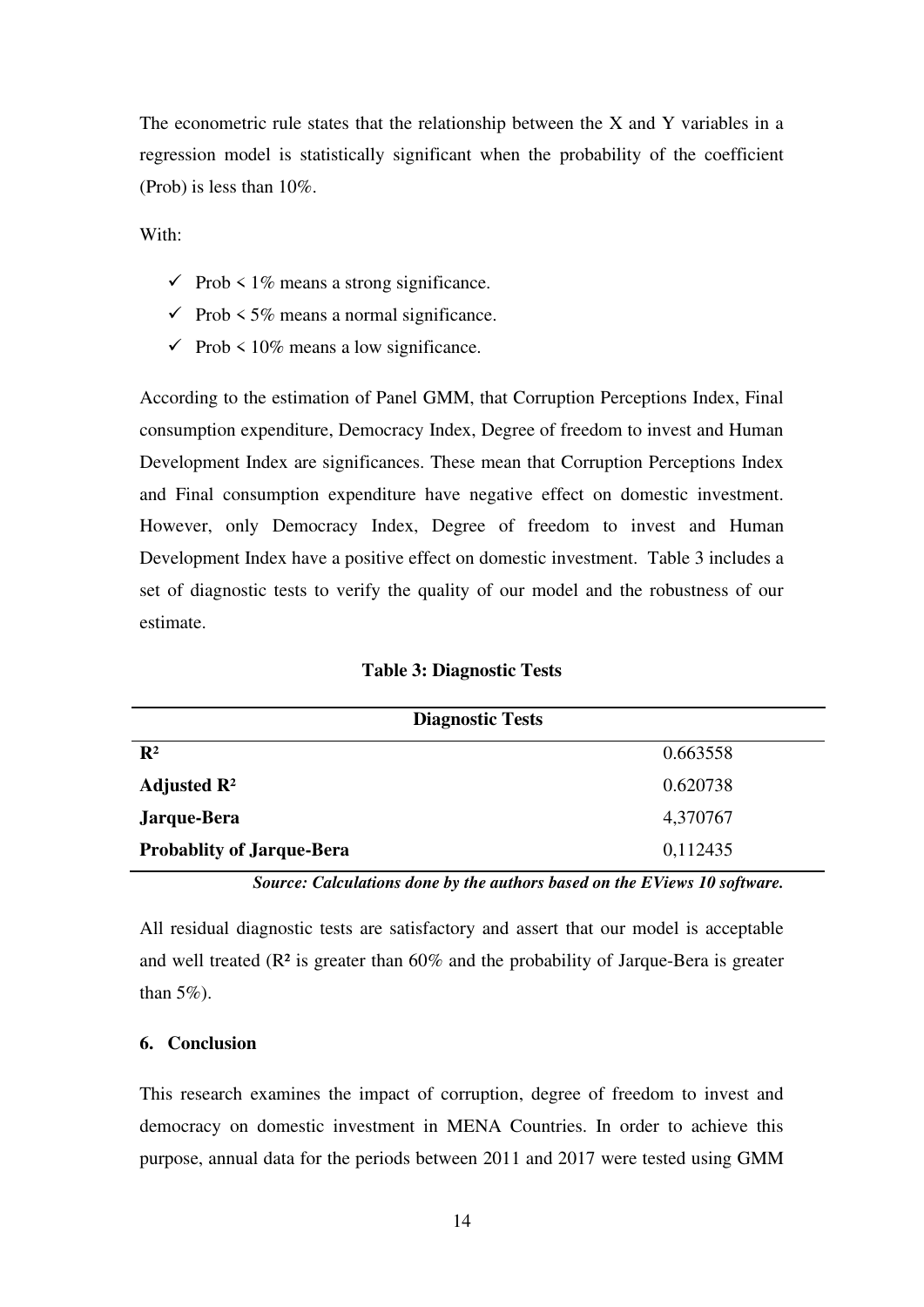The econometric rule states that the relationship between the X and Y variables in a regression model is statistically significant when the probability of the coefficient (Prob) is less than 10%.

With:

- ✓ Prob < 1% means a strong significance.
- ✓ Prob < 5% means a normal significance.
- ✓ Prob < 10% means a low significance.

According to the estimation of Panel GMM, that Corruption Perceptions Index, Final consumption expenditure, Democracy Index, Degree of freedom to invest and Human Development Index are significances. These mean that Corruption Perceptions Index and Final consumption expenditure have negative effect on domestic investment. However, only Democracy Index, Degree of freedom to invest and Human Development Index have a positive effect on domestic investment. Table 3 includes a set of diagnostic tests to verify the quality of our model and the robustness of our estimate.

**Table 3: Diagnostic Tests**

| **Diagnostic Tests** | |
|---|---|
| **$R^2$** | 0.663558 |
| **Adjusted $R^2$** | 0.620738 |
| **Jarque-Bera** | 4,370767 |
| **Probablity of Jarque-Bera** | 0,112435 |

***Source: Calculations done by the authors based on the EViews 10 software.***

All residual diagnostic tests are satisfactory and assert that our model is acceptable and well treated ($R^2$ is greater than 60% and the probability of Jarque-Bera is greater than 5%).

## 6. Conclusion

This research examines the impact of corruption, degree of freedom to invest and democracy on domestic investment in MENA Countries. In order to achieve this purpose, annual data for the periods between 2011 and 2017 were tested using GMM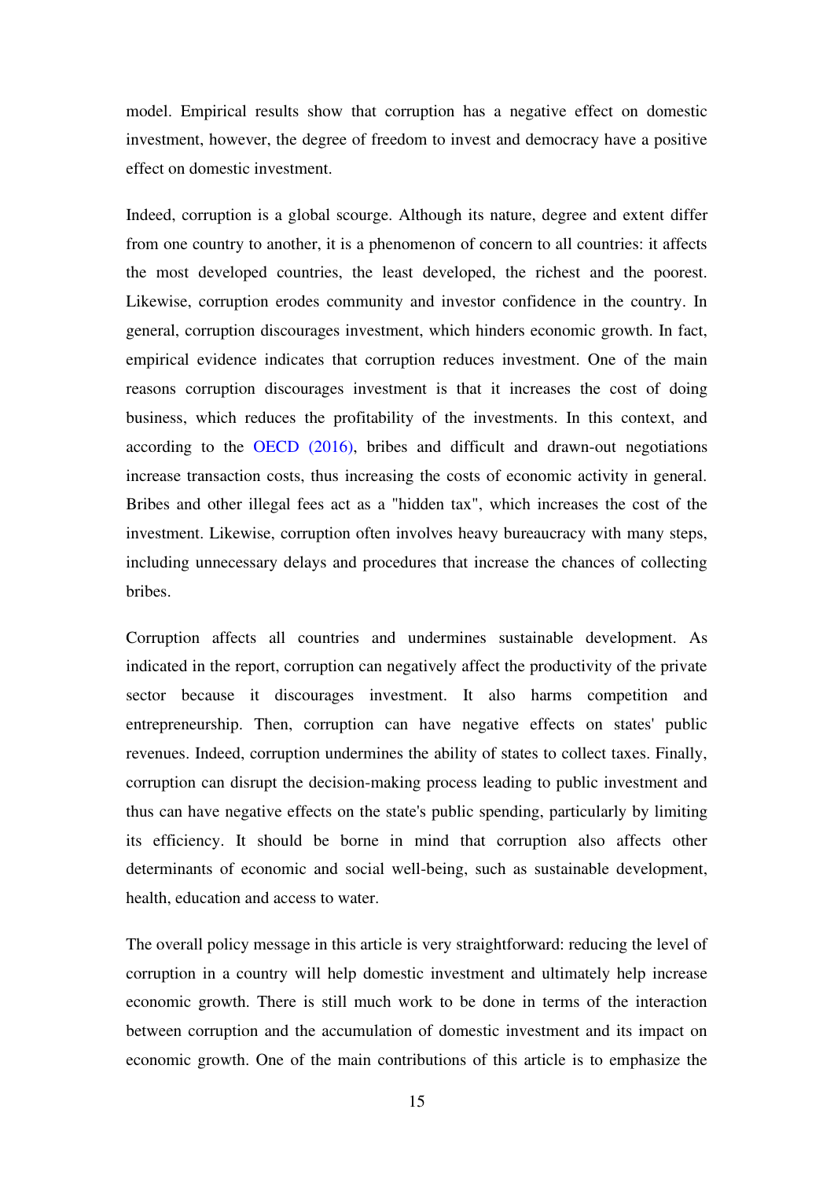model. Empirical results show that corruption has a negative effect on domestic investment, however, the degree of freedom to invest and democracy have a positive effect on domestic investment.

Indeed, corruption is a global scourge. Although its nature, degree and extent differ from one country to another, it is a phenomenon of concern to all countries: it affects the most developed countries, the least developed, the richest and the poorest. Likewise, corruption erodes community and investor confidence in the country. In general, corruption discourages investment, which hinders economic growth. In fact, empirical evidence indicates that corruption reduces investment. One of the main reasons corruption discourages investment is that it increases the cost of doing business, which reduces the profitability of the investments. In this context, and according to the OECD (2016), bribes and difficult and drawn-out negotiations increase transaction costs, thus increasing the costs of economic activity in general. Bribes and other illegal fees act as a "hidden tax", which increases the cost of the investment. Likewise, corruption often involves heavy bureaucracy with many steps, including unnecessary delays and procedures that increase the chances of collecting bribes.

Corruption affects all countries and undermines sustainable development. As indicated in the report, corruption can negatively affect the productivity of the private sector because it discourages investment. It also harms competition and entrepreneurship. Then, corruption can have negative effects on states' public revenues. Indeed, corruption undermines the ability of states to collect taxes. Finally, corruption can disrupt the decision-making process leading to public investment and thus can have negative effects on the state's public spending, particularly by limiting its efficiency. It should be borne in mind that corruption also affects other determinants of economic and social well-being, such as sustainable development, health, education and access to water.

The overall policy message in this article is very straightforward: reducing the level of corruption in a country will help domestic investment and ultimately help increase economic growth. There is still much work to be done in terms of the interaction between corruption and the accumulation of domestic investment and its impact on economic growth. One of the main contributions of this article is to emphasize the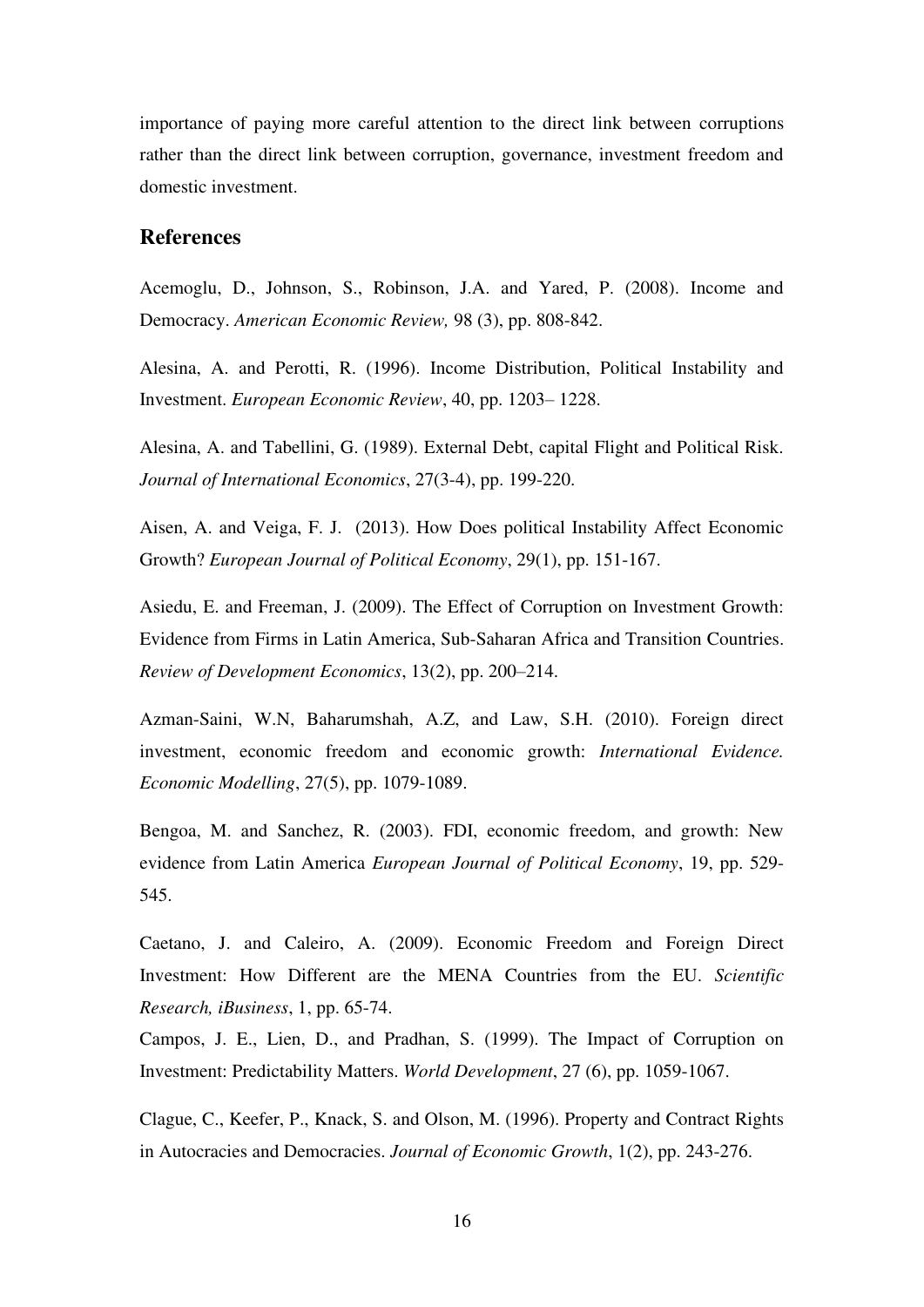importance of paying more careful attention to the direct link between corruptions rather than the direct link between corruption, governance, investment freedom and domestic investment.

## References

Acemoglu, D., Johnson, S., Robinson, J.A. and Yared, P. (2008). Income and Democracy. *American Economic Review,* 98 (3), pp. 808-842.

Alesina, A. and Perotti, R. (1996). Income Distribution, Political Instability and Investment. *European Economic Review*, 40, pp. 1203– 1228.

Alesina, A. and Tabellini, G. (1989). External Debt, capital Flight and Political Risk. *Journal of International Economics*, 27(3-4), pp. 199-220.

Aisen, A. and Veiga, F. J. (2013). How Does political Instability Affect Economic Growth? *European Journal of Political Economy*, 29(1), pp. 151-167.

Asiedu, E. and Freeman, J. (2009). The Effect of Corruption on Investment Growth: Evidence from Firms in Latin America, Sub-Saharan Africa and Transition Countries. *Review of Development Economics*, 13(2), pp. 200–214.

Azman-Saini, W.N, Baharumshah, A.Z, and Law, S.H. (2010). Foreign direct investment, economic freedom and economic growth: *International Evidence. Economic Modelling*, 27(5), pp. 1079-1089.

Bengoa, M. and Sanchez, R. (2003). FDI, economic freedom, and growth: New evidence from Latin America *European Journal of Political Economy*, 19, pp. 529-545.

Caetano, J. and Caleiro, A. (2009). Economic Freedom and Foreign Direct Investment: How Different are the MENA Countries from the EU. *Scientific Research, iBusiness*, 1, pp. 65-74.

Campos, J. E., Lien, D., and Pradhan, S. (1999). The Impact of Corruption on Investment: Predictability Matters. *World Development*, 27 (6), pp. 1059-1067.

Clague, C., Keefer, P., Knack, S. and Olson, M. (1996). Property and Contract Rights in Autocracies and Democracies. *Journal of Economic Growth*, 1(2), pp. 243-276.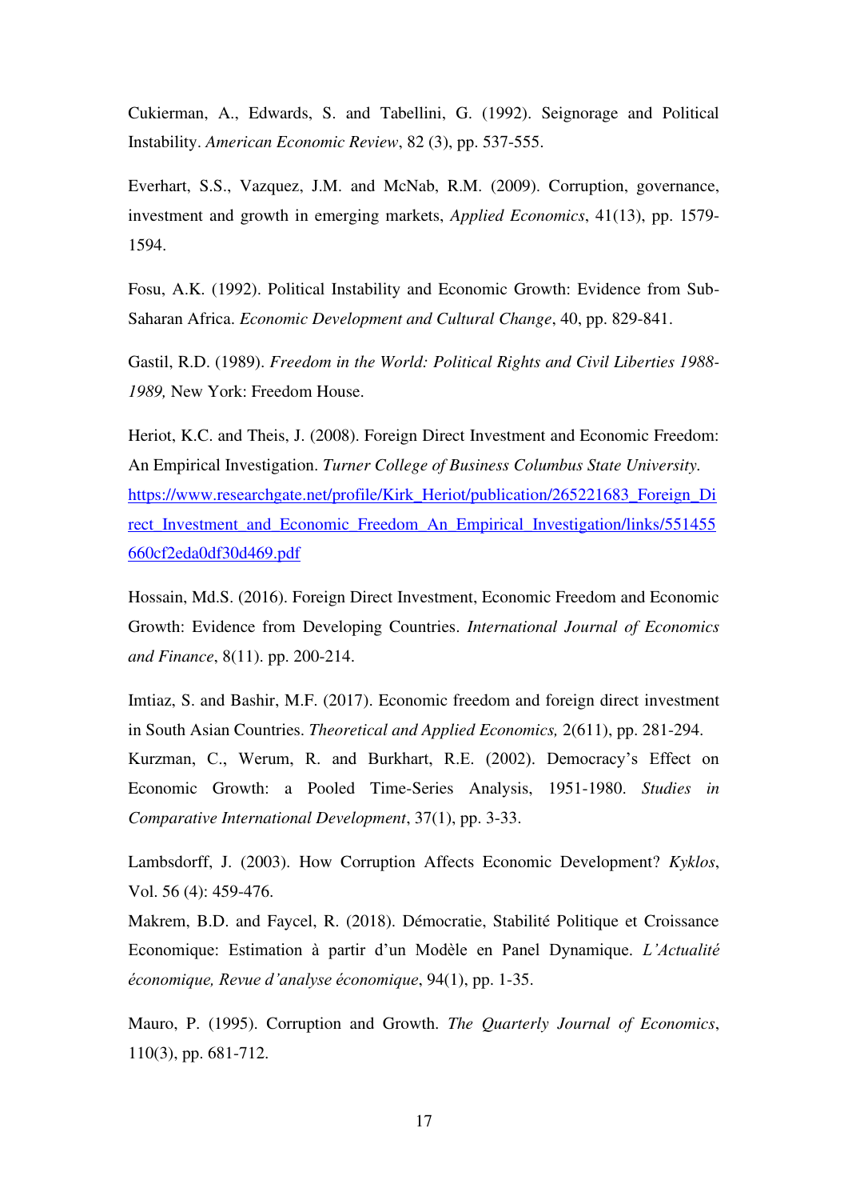Cukierman, A., Edwards, S. and Tabellini, G. (1992). Seignorage and Political Instability. *American Economic Review*, 82 (3), pp. 537-555.

Everhart, S.S., Vazquez, J.M. and McNab, R.M. (2009). Corruption, governance, investment and growth in emerging markets, *Applied Economics*, 41(13), pp. 1579-1594.

Fosu, A.K. (1992). Political Instability and Economic Growth: Evidence from Sub-Saharan Africa. *Economic Development and Cultural Change*, 40, pp. 829-841.

Gastil, R.D. (1989). *Freedom in the World: Political Rights and Civil Liberties 1988-1989,* New York: Freedom House.

Heriot, K.C. and Theis, J. (2008). Foreign Direct Investment and Economic Freedom: An Empirical Investigation. *Turner College of Business Columbus State University.* https://www.researchgate.net/profile/Kirk_Heriot/publication/265221683_Foreign_Direct_Investment_and_Economic_Freedom_An_Empirical_Investigation/links/551455660cf2eda0df30d469.pdf

Hossain, Md.S. (2016). Foreign Direct Investment, Economic Freedom and Economic Growth: Evidence from Developing Countries. *International Journal of Economics and Finance*, 8(11). pp. 200-214.

Imtiaz, S. and Bashir, M.F. (2017). Economic freedom and foreign direct investment in South Asian Countries. *Theoretical and Applied Economics,* 2(611), pp. 281-294.

Kurzman, C., Werum, R. and Burkhart, R.E. (2002). Democracy's Effect on Economic Growth: a Pooled Time-Series Analysis, 1951-1980. *Studies in Comparative International Development*, 37(1), pp. 3-33.

Lambsdorff, J. (2003). How Corruption Affects Economic Development? *Kyklos*, Vol. 56 (4): 459-476.

Makrem, B.D. and Faycel, R. (2018). Démocratie, Stabilité Politique et Croissance Economique: Estimation à partir d'un Modèle en Panel Dynamique. *L'Actualité économique, Revue d'analyse économique*, 94(1), pp. 1-35.

Mauro, P. (1995). Corruption and Growth. *The Quarterly Journal of Economics*, 110(3), pp. 681-712.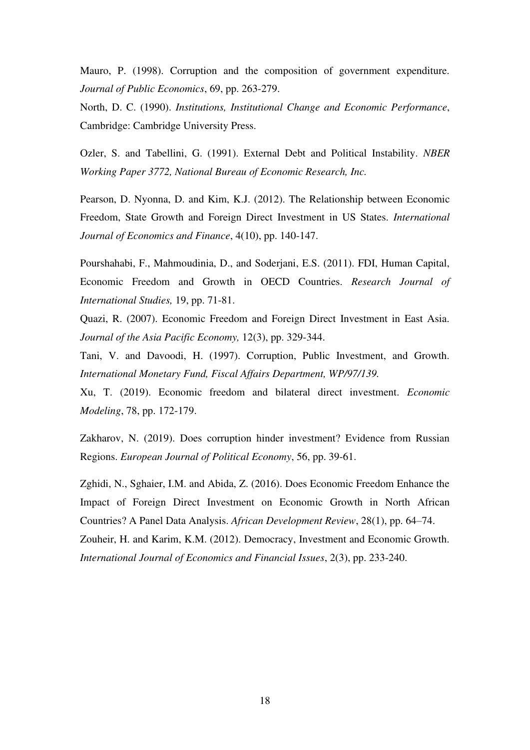Mauro, P. (1998). Corruption and the composition of government expenditure. *Journal of Public Economics*, 69, pp. 263-279.

North, D. C. (1990). *Institutions, Institutional Change and Economic Performance*, Cambridge: Cambridge University Press.

Ozler, S. and Tabellini, G. (1991). External Debt and Political Instability. *NBER Working Paper 3772, National Bureau of Economic Research, Inc.*

Pearson, D. Nyonna, D. and Kim, K.J. (2012). The Relationship between Economic Freedom, State Growth and Foreign Direct Investment in US States. *International Journal of Economics and Finance*, 4(10), pp. 140-147.

Pourshahabi, F., Mahmoudinia, D., and Soderjani, E.S. (2011). FDI, Human Capital, Economic Freedom and Growth in OECD Countries. *Research Journal of International Studies,* 19, pp. 71-81.

Quazi, R. (2007). Economic Freedom and Foreign Direct Investment in East Asia. *Journal of the Asia Pacific Economy,* 12(3), pp. 329-344.

Tani, V. and Davoodi, H. (1997). Corruption, Public Investment, and Growth. *International Monetary Fund, Fiscal Affairs Department, WP/97/139.*

Xu, T. (2019). Economic freedom and bilateral direct investment. *Economic Modeling*, 78, pp. 172-179.

Zakharov, N. (2019). Does corruption hinder investment? Evidence from Russian Regions. *European Journal of Political Economy*, 56, pp. 39-61.

Zghidi, N., Sghaier, I.M. and Abida, Z. (2016). Does Economic Freedom Enhance the Impact of Foreign Direct Investment on Economic Growth in North African Countries? A Panel Data Analysis. *African Development Review*, 28(1), pp. 64–74.

Zouheir, H. and Karim, K.M. (2012). Democracy, Investment and Economic Growth. *International Journal of Economics and Financial Issues*, 2(3), pp. 233-240.